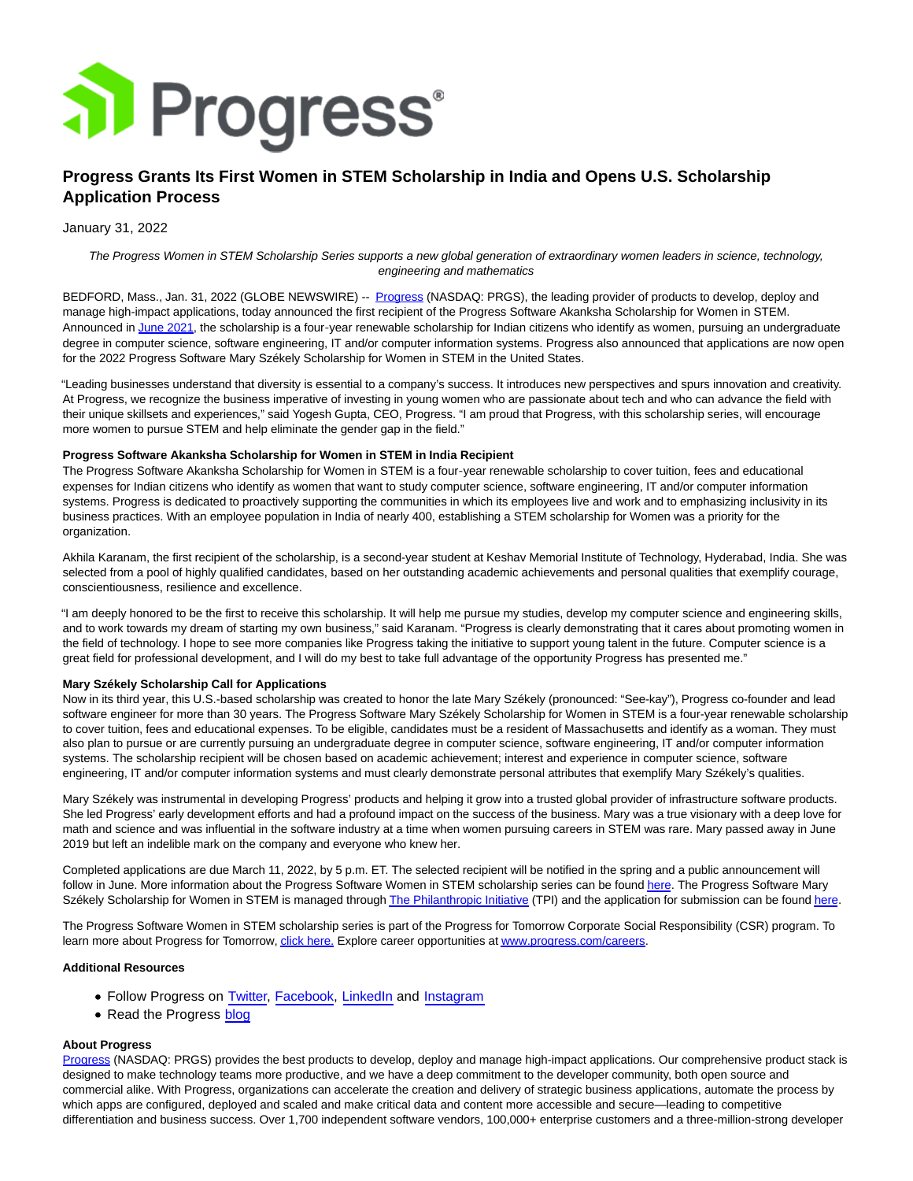# Progress Grants Its First Women in STEM Scholarship in India and Opens U.S. Scholarship Application Process

January 31, 2022

*The Progress Women in STEM Scholarship Series supports a new global generation of extraordinary women leaders in science, technology, engineering and mathematics*

BEDFORD, Mass., Jan. 31, 2022 (GLOBE NEWSWIRE) -- Progress (NASDAQ: PRGS), the leading provider of products to develop, deploy and manage high-impact applications, today announced the first recipient of the Progress Software Akanksha Scholarship for Women in STEM. Announced in June 2021, the scholarship is a four-year renewable scholarship for Indian citizens who identify as women, pursuing an undergraduate degree in computer science, software engineering, IT and/or computer information systems. Progress also announced that applications are now open for the 2022 Progress Software Mary Székely Scholarship for Women in STEM in the United States.

"Leading businesses understand that diversity is essential to a company's success. It introduces new perspectives and spurs innovation and creativity. At Progress, we recognize the business imperative of investing in young women who are passionate about tech and who can advance the field with their unique skillsets and experiences," said Yogesh Gupta, CEO, Progress. "I am proud that Progress, with this scholarship series, will encourage more women to pursue STEM and help eliminate the gender gap in the field."

**Progress Software Akanksha Scholarship for Women in STEM in India Recipient**
The Progress Software Akanksha Scholarship for Women in STEM is a four-year renewable scholarship to cover tuition, fees and educational expenses for Indian citizens who identify as women that want to study computer science, software engineering, IT and/or computer information systems. Progress is dedicated to proactively supporting the communities in which its employees live and work and to emphasizing inclusivity in its business practices. With an employee population in India of nearly 400, establishing a STEM scholarship for Women was a priority for the organization.

Akhila Karanam, the first recipient of the scholarship, is a second-year student at Keshav Memorial Institute of Technology, Hyderabad, India. She was selected from a pool of highly qualified candidates, based on her outstanding academic achievements and personal qualities that exemplify courage, conscientiousness, resilience and excellence.

"I am deeply honored to be the first to receive this scholarship. It will help me pursue my studies, develop my computer science and engineering skills, and to work towards my dream of starting my own business," said Karanam. "Progress is clearly demonstrating that it cares about promoting women in the field of technology. I hope to see more companies like Progress taking the initiative to support young talent in the future. Computer science is a great field for professional development, and I will do my best to take full advantage of the opportunity Progress has presented me."

**Mary Székely Scholarship Call for Applications**
Now in its third year, this U.S.-based scholarship was created to honor the late Mary Székely (pronounced: "See-kay"), Progress co-founder and lead software engineer for more than 30 years. The Progress Software Mary Székely Scholarship for Women in STEM is a four-year renewable scholarship to cover tuition, fees and educational expenses. To be eligible, candidates must be a resident of Massachusetts and identify as a woman. They must also plan to pursue or are currently pursuing an undergraduate degree in computer science, software engineering, IT and/or computer information systems. The scholarship recipient will be chosen based on academic achievement; interest and experience in computer science, software engineering, IT and/or computer information systems and must clearly demonstrate personal attributes that exemplify Mary Székely's qualities.

Mary Székely was instrumental in developing Progress' products and helping it grow into a trusted global provider of infrastructure software products. She led Progress' early development efforts and had a profound impact on the success of the business. Mary was a true visionary with a deep love for math and science and was influential in the software industry at a time when women pursuing careers in STEM was rare. Mary passed away in June 2019 but left an indelible mark on the company and everyone who knew her.

Completed applications are due March 11, 2022, by 5 p.m. ET. The selected recipient will be notified in the spring and a public announcement will follow in June. More information about the Progress Software Women in STEM scholarship series can be found here. The Progress Software Mary Székely Scholarship for Women in STEM is managed through The Philanthropic Initiative (TPI) and the application for submission can be found here.

The Progress Software Women in STEM scholarship series is part of the Progress for Tomorrow Corporate Social Responsibility (CSR) program. To learn more about Progress for Tomorrow, click here. Explore career opportunities at www.progress.com/careers.

**Additional Resources**

- Follow Progress on Twitter, Facebook, LinkedIn and Instagram
- Read the Progress blog

**About Progress**
Progress (NASDAQ: PRGS) provides the best products to develop, deploy and manage high-impact applications. Our comprehensive product stack is designed to make technology teams more productive, and we have a deep commitment to the developer community, both open source and commercial alike. With Progress, organizations can accelerate the creation and delivery of strategic business applications, automate the process by which apps are configured, deployed and scaled and make critical data and content more accessible and secure—leading to competitive differentiation and business success. Over 1,700 independent software vendors, 100,000+ enterprise customers and a three-million-strong developer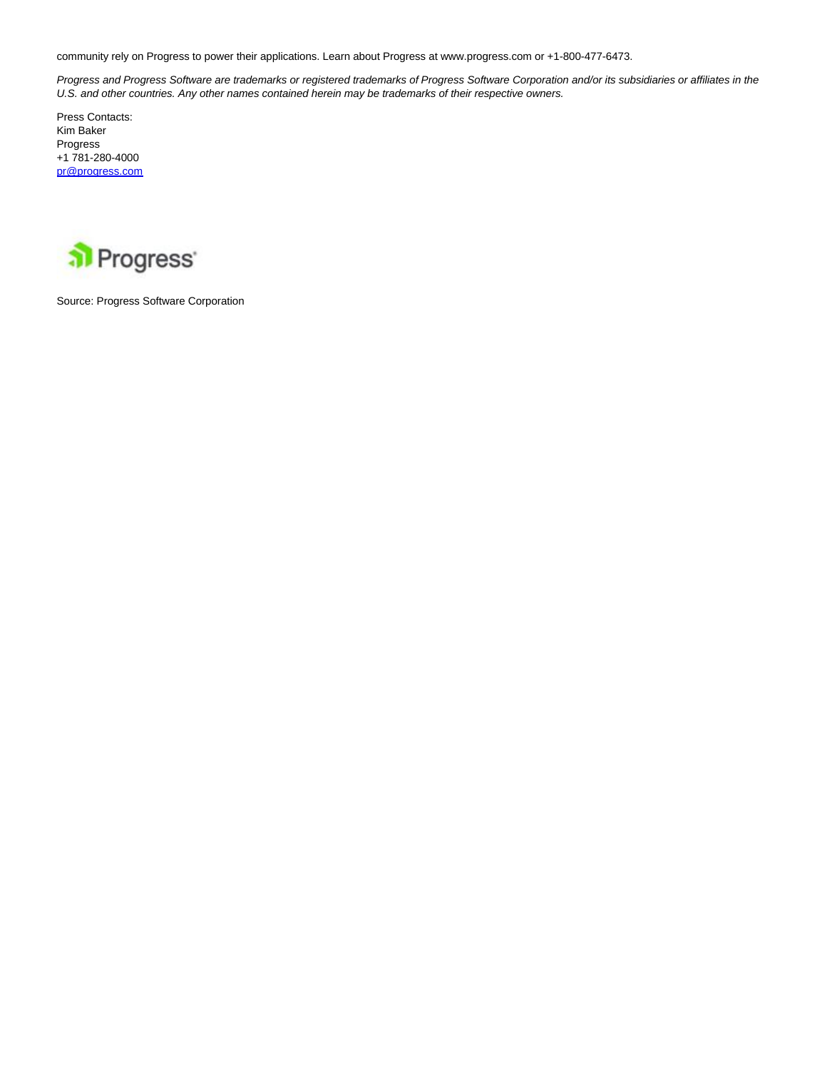community rely on Progress to power their applications. Learn about Progress at www.progress.com or +1-800-477-6473.

*Progress and Progress Software are trademarks or registered trademarks of Progress Software Corporation and/or its subsidiaries or affiliates in the U.S. and other countries. Any other names contained herein may be trademarks of their respective owners.*

Press Contacts:
Kim Baker
Progress
+1 781-280-4000
pr@progress.com

Progress

Source: Progress Software Corporation